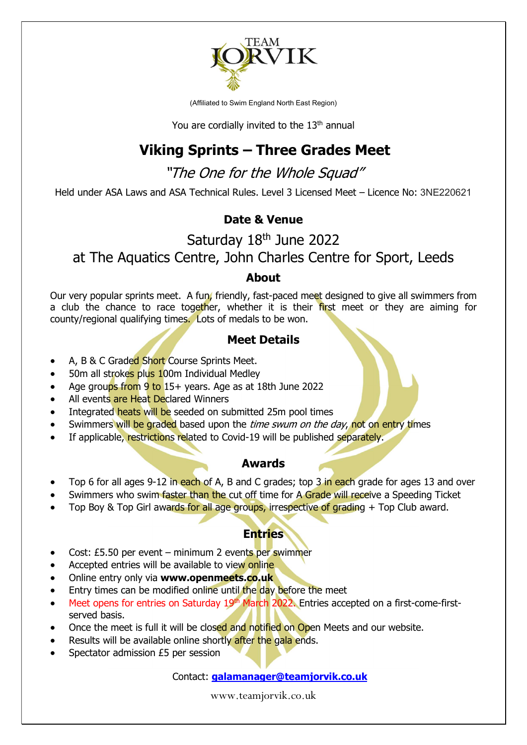TEAM JORVIK

(Affiliated to Swim England North East Region)

You are cordially invited to the 13th annual

# Viking Sprints – Three Grades Meet

*"The One for the Whole Squad"*

Held under ASA Laws and ASA Technical Rules. Level 3 Licensed Meet – Licence No: 3NE220621

## Date & Venue

Saturday 18th June 2022

at The Aquatics Centre, John Charles Centre for Sport, Leeds

## About

Our very popular sprints meet. A fun, friendly, fast-paced meet designed to give all swimmers from a club the chance to race together, whether it is their first meet or they are aiming for county/regional qualifying times. Lots of medals to be won.

## Meet Details

- A, B & C Graded Short Course Sprints Meet.
- 50m all strokes plus 100m Individual Medley
- Age groups from 9 to 15+ years. Age as at 18th June 2022
- All events are Heat Declared Winners
- Integrated heats will be seeded on submitted 25m pool times
- Swimmers will be graded based upon the *time swum on the day*, not on entry times
- If applicable, restrictions related to Covid-19 will be published separately.

## Awards

- Top 6 for all ages 9-12 in each of A, B and C grades; top 3 in each grade for ages 13 and over
- Swimmers who swim faster than the cut off time for A Grade will receive a Speeding Ticket
- Top Boy & Top Girl awards for all age groups, irrespective of grading + Top Club award.

## Entries

- Cost: £5.50 per event – minimum 2 events per swimmer
- Accepted entries will be available to view online
- Online entry only via **www.openmeets.co.uk**
- Entry times can be modified online until the day before the meet
- Meet opens for entries on Saturday 19th March 2022. Entries accepted on a first-come-first-served basis.
- Once the meet is full it will be closed and notified on Open Meets and our website.
- Results will be available online shortly after the gala ends.
- Spectator admission £5 per session

Contact: **galamanager@teamjorvik.co.uk**

www.teamjorvik.co.uk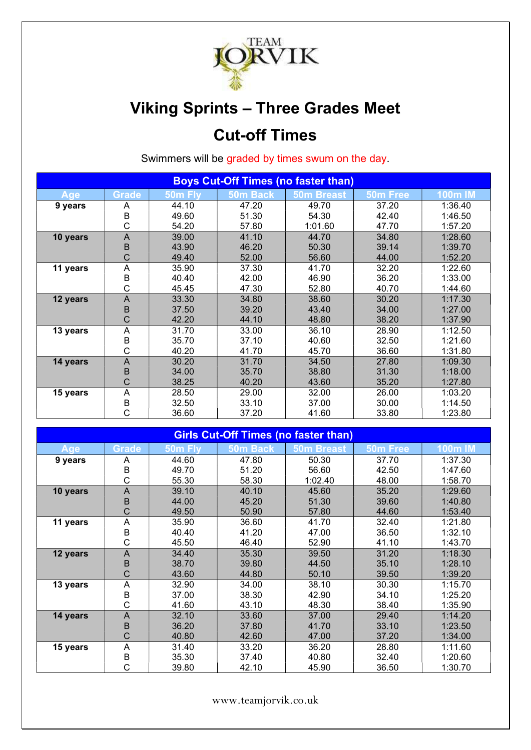TEAM JORVIK

# Viking Sprints – Three Grades Meet

## Cut-off Times

Swimmers will be graded by times swum on the day.

| Boys Cut-Off Times (no faster than) | | | | | | |
|---|---|---|---|---|---|---|
| **Age** | **Grade** | **50m Fly** | **50m Back** | **50m Breast** | **50m Free** | **100m IM** |
| **9 years** | A | 44.10 | 47.20 | 49.70 | 37.20 | 1:36.40 |
| | B | 49.60 | 51.30 | 54.30 | 42.40 | 1:46.50 |
| | C | 54.20 | 57.80 | 1:01.60 | 47.70 | 1:57.20 |
| **10 years** | A | 39.00 | 41.10 | 44.70 | 34.80 | 1:28.60 |
| | B | 43.90 | 46.20 | 50.30 | 39.14 | 1:39.70 |
| | C | 49.40 | 52.00 | 56.60 | 44.00 | 1:52.20 |
| **11 years** | A | 35.90 | 37.30 | 41.70 | 32.20 | 1:22.60 |
| | B | 40.40 | 42.00 | 46.90 | 36.20 | 1:33.00 |
| | C | 45.45 | 47.30 | 52.80 | 40.70 | 1:44.60 |
| **12 years** | A | 33.30 | 34.80 | 38.60 | 30.20 | 1:17.30 |
| | B | 37.50 | 39.20 | 43.40 | 34.00 | 1:27.00 |
| | C | 42.20 | 44.10 | 48.80 | 38.20 | 1:37.90 |
| **13 years** | A | 31.70 | 33.00 | 36.10 | 28.90 | 1:12.50 |
| | B | 35.70 | 37.10 | 40.60 | 32.50 | 1:21.60 |
| | C | 40.20 | 41.70 | 45.70 | 36.60 | 1:31.80 |
| **14 years** | A | 30.20 | 31.70 | 34.50 | 27.80 | 1:09.30 |
| | B | 34.00 | 35.70 | 38.80 | 31.30 | 1:18.00 |
| | C | 38.25 | 40.20 | 43.60 | 35.20 | 1:27.80 |
| **15 years** | A | 28.50 | 29.00 | 32.00 | 26.00 | 1:03.20 |
| | B | 32.50 | 33.10 | 37.00 | 30.00 | 1:14.50 |
| | C | 36.60 | 37.20 | 41.60 | 33.80 | 1:23.80 |

| Girls Cut-Off Times (no faster than) | | | | | | |
|---|---|---|---|---|---|---|
| **Age** | **Grade** | **50m Fly** | **50m Back** | **50m Breast** | **50m Free** | **100m IM** |
| **9 years** | A | 44.60 | 47.80 | 50.30 | 37.70 | 1:37.30 |
| | B | 49.70 | 51.20 | 56.60 | 42.50 | 1:47.60 |
| | C | 55.30 | 58.30 | 1:02.40 | 48.00 | 1:58.70 |
| **10 years** | A | 39.10 | 40.10 | 45.60 | 35.20 | 1:29.60 |
| | B | 44.00 | 45.20 | 51.30 | 39.60 | 1:40.80 |
| | C | 49.50 | 50.90 | 57.80 | 44.60 | 1:53.40 |
| **11 years** | A | 35.90 | 36.60 | 41.70 | 32.40 | 1:21.80 |
| | B | 40.40 | 41.20 | 47.00 | 36.50 | 1:32.10 |
| | C | 45.50 | 46.40 | 52.90 | 41.10 | 1:43.70 |
| **12 years** | A | 34.40 | 35.30 | 39.50 | 31.20 | 1:18.30 |
| | B | 38.70 | 39.80 | 44.50 | 35.10 | 1:28.10 |
| | C | 43.60 | 44.80 | 50.10 | 39.50 | 1:39.20 |
| **13 years** | A | 32.90 | 34.00 | 38.10 | 30.30 | 1:15.70 |
| | B | 37.00 | 38.30 | 42.90 | 34.10 | 1:25.20 |
| | C | 41.60 | 43.10 | 48.30 | 38.40 | 1:35.90 |
| **14 years** | A | 32.10 | 33.60 | 37.00 | 29.40 | 1:14.20 |
| | B | 36.20 | 37.80 | 41.70 | 33.10 | 1:23.50 |
| | C | 40.80 | 42.60 | 47.00 | 37.20 | 1:34.00 |
| **15 years** | A | 31.40 | 33.20 | 36.20 | 28.80 | 1:11.60 |
| | B | 35.30 | 37.40 | 40.80 | 32.40 | 1:20.60 |
| | C | 39.80 | 42.10 | 45.90 | 36.50 | 1:30.70 |

www.teamjorvik.co.uk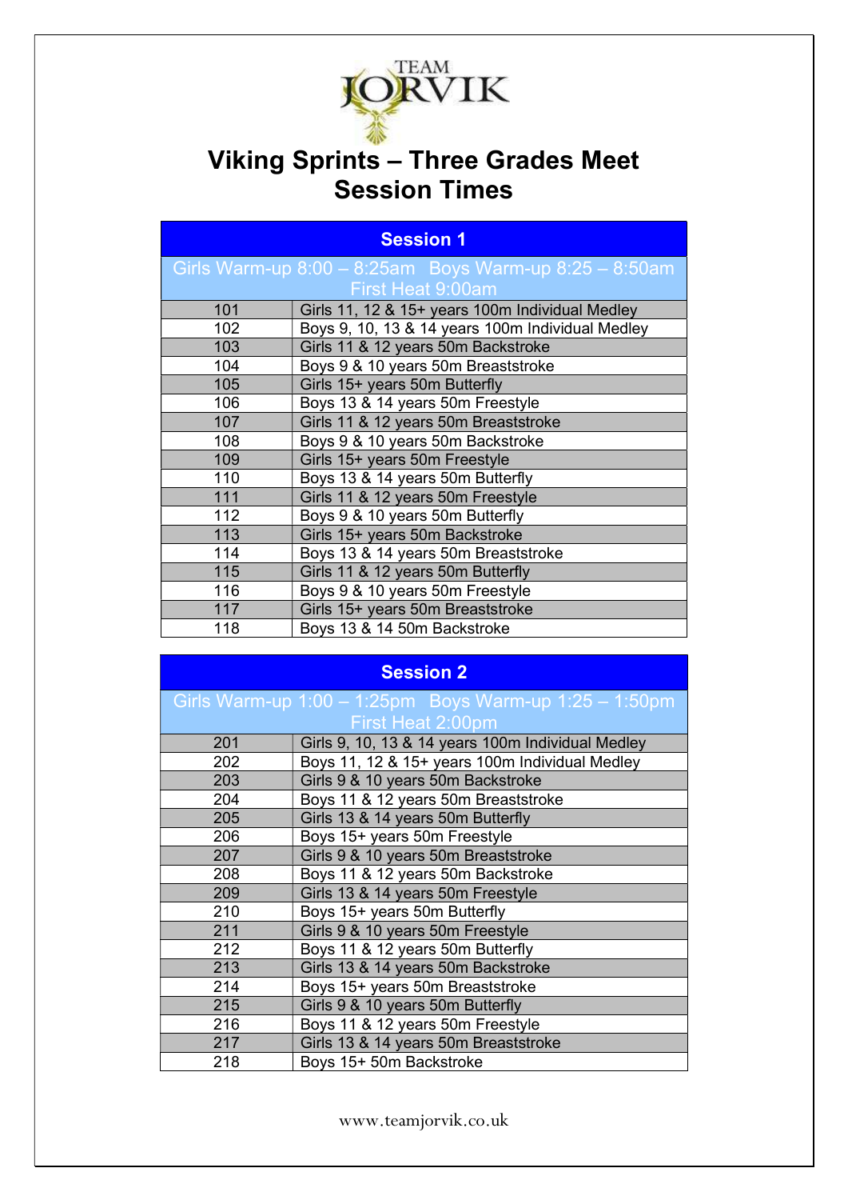TEAM JORVIK

# Viking Sprints – Three Grades Meet
# Session Times

| Session 1 | |
|---|---|
| Girls Warm-up 8:00 – 8:25am Boys Warm-up 8:25 – 8:50am First Heat 9:00am | |
| 101 | Girls 11, 12 & 15+ years 100m Individual Medley |
| 102 | Boys 9, 10, 13 & 14 years 100m Individual Medley |
| 103 | Girls 11 & 12 years 50m Backstroke |
| 104 | Boys 9 & 10 years 50m Breaststroke |
| 105 | Girls 15+ years 50m Butterfly |
| 106 | Boys 13 & 14 years 50m Freestyle |
| 107 | Girls 11 & 12 years 50m Breaststroke |
| 108 | Boys 9 & 10 years 50m Backstroke |
| 109 | Girls 15+ years 50m Freestyle |
| 110 | Boys 13 & 14 years 50m Butterfly |
| 111 | Girls 11 & 12 years 50m Freestyle |
| 112 | Boys 9 & 10 years 50m Butterfly |
| 113 | Girls 15+ years 50m Backstroke |
| 114 | Boys 13 & 14 years 50m Breaststroke |
| 115 | Girls 11 & 12 years 50m Butterfly |
| 116 | Boys 9 & 10 years 50m Freestyle |
| 117 | Girls 15+ years 50m Breaststroke |
| 118 | Boys 13 & 14 50m Backstroke |

| Session 2 | |
|---|---|
| Girls Warm-up 1:00 – 1:25pm Boys Warm-up 1:25 – 1:50pm First Heat 2:00pm | |
| 201 | Girls 9, 10, 13 & 14 years 100m Individual Medley |
| 202 | Boys 11, 12 & 15+ years 100m Individual Medley |
| 203 | Girls 9 & 10 years 50m Backstroke |
| 204 | Boys 11 & 12 years 50m Breaststroke |
| 205 | Girls 13 & 14 years 50m Butterfly |
| 206 | Boys 15+ years 50m Freestyle |
| 207 | Girls 9 & 10 years 50m Breaststroke |
| 208 | Boys 11 & 12 years 50m Backstroke |
| 209 | Girls 13 & 14 years 50m Freestyle |
| 210 | Boys 15+ years 50m Butterfly |
| 211 | Girls 9 & 10 years 50m Freestyle |
| 212 | Boys 11 & 12 years 50m Butterfly |
| 213 | Girls 13 & 14 years 50m Backstroke |
| 214 | Boys 15+ years 50m Breaststroke |
| 215 | Girls 9 & 10 years 50m Butterfly |
| 216 | Boys 11 & 12 years 50m Freestyle |
| 217 | Girls 13 & 14 years 50m Breaststroke |
| 218 | Boys 15+ 50m Backstroke |

www.teamjorvik.co.uk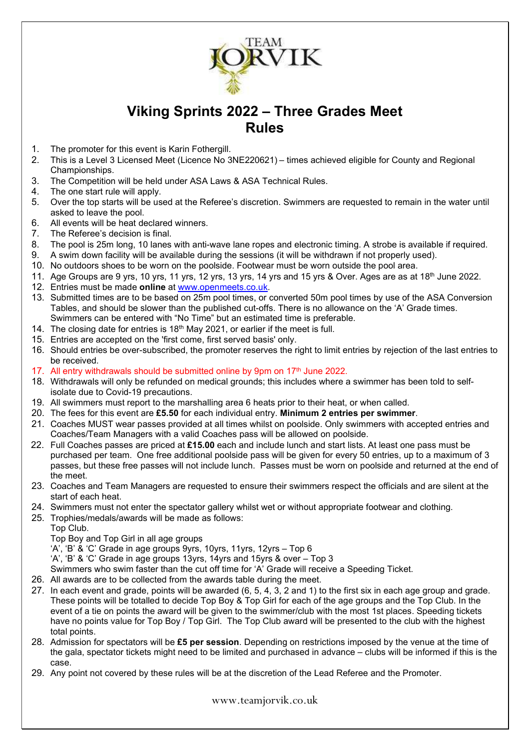# Viking Sprints 2022 – Three Grades Meet
# Rules

1. The promoter for this event is Karin Fothergill.
2. This is a Level 3 Licensed Meet (Licence No 3NE220621) – times achieved eligible for County and Regional Championships.
3. The Competition will be held under ASA Laws & ASA Technical Rules.
4. The one start rule will apply.
5. Over the top starts will be used at the Referee's discretion. Swimmers are requested to remain in the water until asked to leave the pool.
6. All events will be heat declared winners.
7. The Referee's decision is final.
8. The pool is 25m long, 10 lanes with anti-wave lane ropes and electronic timing. A strobe is available if required.
9. A swim down facility will be available during the sessions (it will be withdrawn if not properly used).
10. No outdoors shoes to be worn on the poolside. Footwear must be worn outside the pool area.
11. Age Groups are 9 yrs, 10 yrs, 11 yrs, 12 yrs, 13 yrs, 14 yrs and 15 yrs & Over. Ages are as at 18th June 2022.
12. Entries must be made **online** at www.openmeets.co.uk.
13. Submitted times are to be based on 25m pool times, or converted 50m pool times by use of the ASA Conversion Tables, and should be slower than the published cut-offs. There is no allowance on the 'A' Grade times. Swimmers can be entered with "No Time" but an estimated time is preferable.
14. The closing date for entries is 18th May 2021, or earlier if the meet is full.
15. Entries are accepted on the 'first come, first served basis' only.
16. Should entries be over-subscribed, the promoter reserves the right to limit entries by rejection of the last entries to be received.
17. All entry withdrawals should be submitted online by 9pm on 17th June 2022.
18. Withdrawals will only be refunded on medical grounds; this includes where a swimmer has been told to self-isolate due to Covid-19 precautions.
19. All swimmers must report to the marshalling area 6 heats prior to their heat, or when called.
20. The fees for this event are **£5.50** for each individual entry. **Minimum 2 entries per swimmer**.
21. Coaches MUST wear passes provided at all times whilst on poolside. Only swimmers with accepted entries and Coaches/Team Managers with a valid Coaches pass will be allowed on poolside.
22. Full Coaches passes are priced at **£15.00** each and include lunch and start lists. At least one pass must be purchased per team. One free additional poolside pass will be given for every 50 entries, up to a maximum of 3 passes, but these free passes will not include lunch. Passes must be worn on poolside and returned at the end of the meet.
23. Coaches and Team Managers are requested to ensure their swimmers respect the officials and are silent at the start of each heat.
24. Swimmers must not enter the spectator gallery whilst wet or without appropriate footwear and clothing.
25. Trophies/medals/awards will be made as follows:
    Top Club.
    Top Boy and Top Girl in all age groups
    'A', 'B' & 'C' Grade in age groups 9yrs, 10yrs, 11yrs, 12yrs – Top 6
    'A', 'B' & 'C' Grade in age groups 13yrs, 14yrs and 15yrs & over – Top 3
    Swimmers who swim faster than the cut off time for 'A' Grade will receive a Speeding Ticket.
26. All awards are to be collected from the awards table during the meet.
27. In each event and grade, points will be awarded (6, 5, 4, 3, 2 and 1) to the first six in each age group and grade. These points will be totalled to decide Top Boy & Top Girl for each of the age groups and the Top Club. In the event of a tie on points the award will be given to the swimmer/club with the most 1st places. Speeding tickets have no points value for Top Boy / Top Girl. The Top Club award will be presented to the club with the highest total points.
28. Admission for spectators will be **£5 per session**. Depending on restrictions imposed by the venue at the time of the gala, spectator tickets might need to be limited and purchased in advance – clubs will be informed if this is the case.
29. Any point not covered by these rules will be at the discretion of the Lead Referee and the Promoter.

www.teamjorvik.co.uk